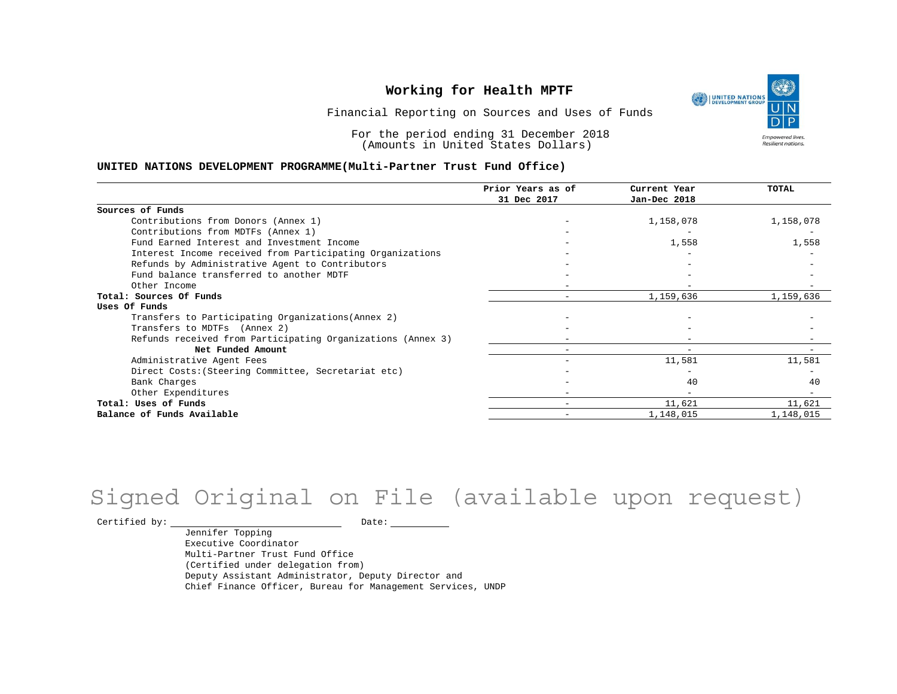# Working for Health MPTF

Financial Reporting on Sources and Uses of Funds

For the period ending 31 December 2018
(Amounts in United States Dollars)

**UNITED NATIONS DEVELOPMENT PROGRAMME(Multi-Partner Trust Fund Office)**

| | Prior Years as of 31 Dec 2017 | Current Year Jan-Dec 2018 | TOTAL |
|---|---|---|---|
| **Sources of Funds** | | | |
| Contributions from Donors (Annex 1) | - | 1,158,078 | 1,158,078 |
| Contributions from MDTFs (Annex 1) | - | - | - |
| Fund Earned Interest and Investment Income | - | 1,558 | 1,558 |
| Interest Income received from Participating Organizations | - | - | - |
| Refunds by Administrative Agent to Contributors | - | - | - |
| Fund balance transferred to another MDTF | - | - | - |
| Other Income | - | - | - |
| **Total: Sources Of Funds** | - | 1,159,636 | 1,159,636 |
| **Uses Of Funds** | | | |
| Transfers to Participating Organizations(Annex 2) | - | - | - |
| Transfers to MDTFs (Annex 2) | - | - | - |
| Refunds received from Participating Organizations (Annex 3) | - | - | - |
| **Net Funded Amount** | - | - | - |
| Administrative Agent Fees | - | 11,581 | 11,581 |
| Direct Costs:(Steering Committee, Secretariat etc) | - | - | - |
| Bank Charges | - | 40 | 40 |
| Other Expenditures | - | - | - |
| **Total: Uses of Funds** | - | 11,621 | 11,621 |
| **Balance of Funds Available** | - | 1,148,015 | 1,148,015 |

Signed Original on File (available upon request)

Certified by: ______________________ Date: __________

Jennifer Topping
Executive Coordinator
Multi-Partner Trust Fund Office
(Certified under delegation from)
Deputy Assistant Administrator, Deputy Director and
Chief Finance Officer, Bureau for Management Services, UNDP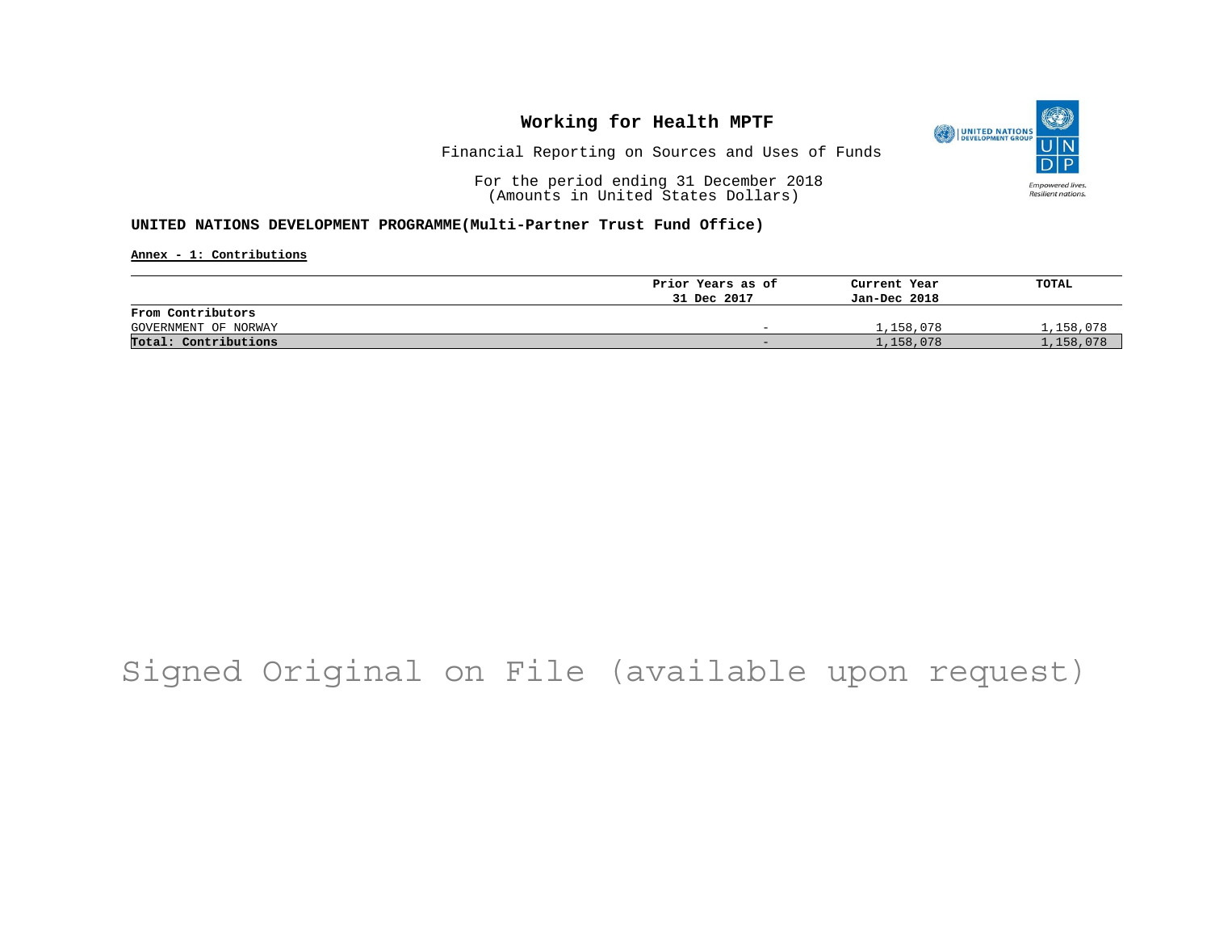# Working for Health MPTF

Financial Reporting on Sources and Uses of Funds

For the period ending 31 December 2018
(Amounts in United States Dollars)

**UNITED NATIONS DEVELOPMENT PROGRAMME(Multi-Partner Trust Fund Office)**

**Annex - 1: Contributions**

| | Prior Years as of 31 Dec 2017 | Current Year Jan-Dec 2018 | TOTAL |
|---|---|---|---|
| **From Contributors** | | | |
| GOVERNMENT OF NORWAY | - | 1,158,078 | 1,158,078 |
| **Total: Contributions** | - | 1,158,078 | 1,158,078 |

Signed Original on File (available upon request)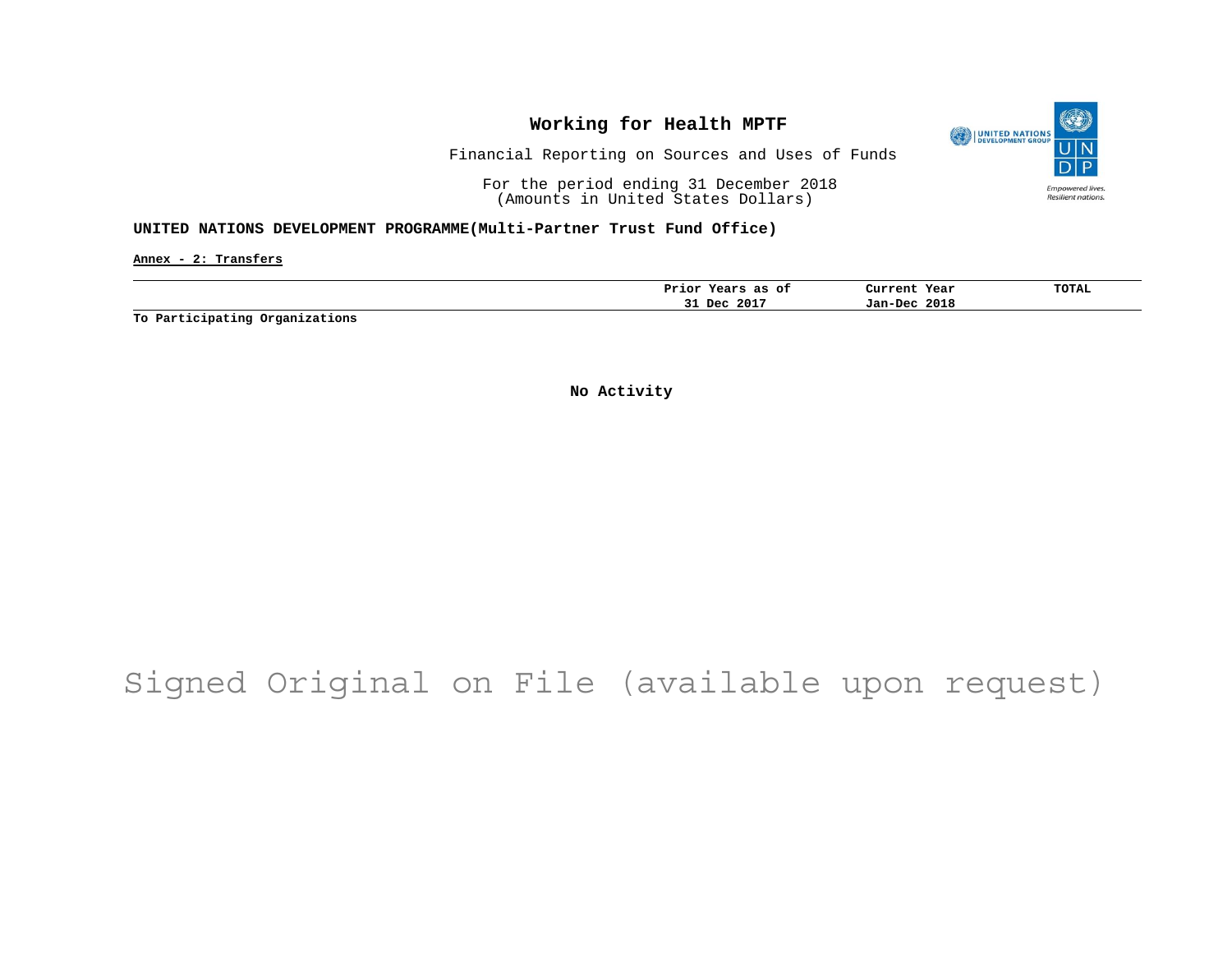# Working for Health MPTF

Financial Reporting on Sources and Uses of Funds

For the period ending 31 December 2018
(Amounts in United States Dollars)

**UNITED NATIONS DEVELOPMENT PROGRAMME(Multi-Partner Trust Fund Office)**

**Annex - 2: Transfers**

| | Prior Years as of 31 Dec 2017 | Current Year Jan-Dec 2018 | TOTAL |
|---|---|---|---|
| **To Participating Organizations** | | | |

**No Activity**

Signed Original on File (available upon request)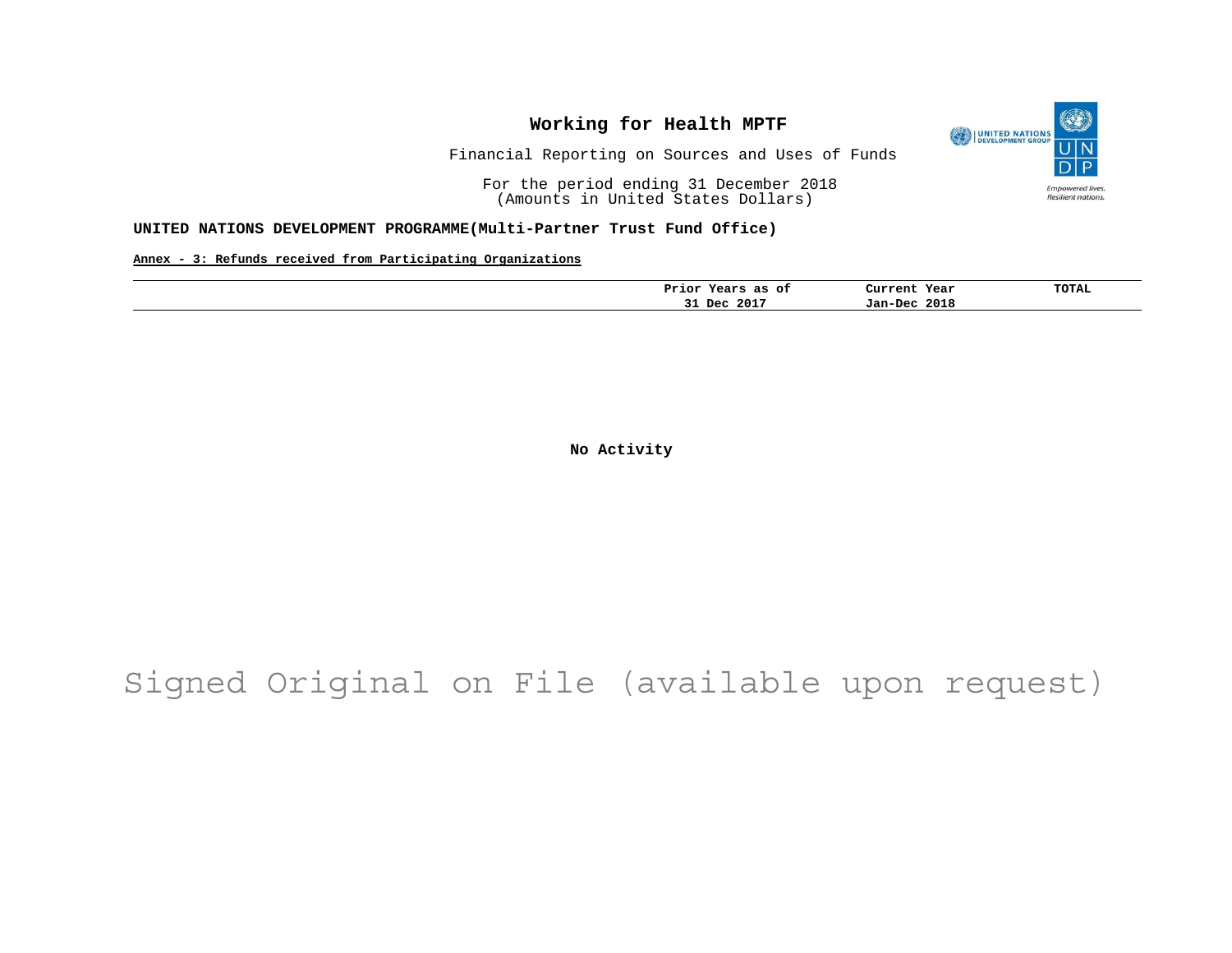# Working for Health MPTF

Financial Reporting on Sources and Uses of Funds

For the period ending 31 December 2018
(Amounts in United States Dollars)

**UNITED NATIONS DEVELOPMENT PROGRAMME(Multi-Partner Trust Fund Office)**

**Annex - 3: Refunds received from Participating Organizations**

| | Prior Years as of 31 Dec 2017 | Current Year Jan-Dec 2018 | TOTAL |
|---|---|---|---|

**No Activity**

Signed Original on File (available upon request)